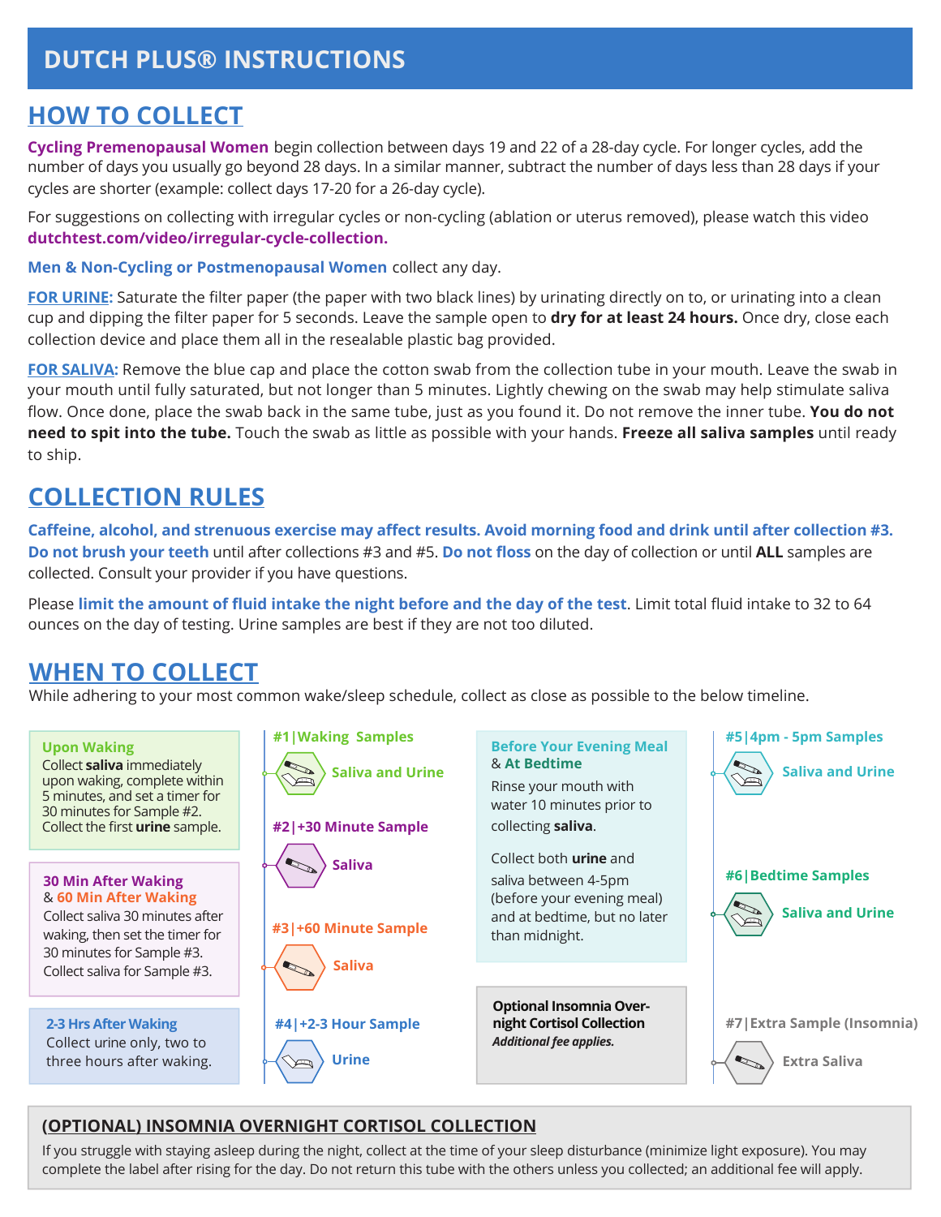# DUTCH PLUS® INSTRUCTIONS

## HOW TO COLLECT

**Cycling Premenopausal Women** begin collection between days 19 and 22 of a 28-day cycle. For longer cycles, add the number of days you usually go beyond 28 days. In a similar manner, subtract the number of days less than 28 days if your cycles are shorter (example: collect days 17-20 for a 26-day cycle).

For suggestions on collecting with irregular cycles or non-cycling (ablation or uterus removed), please watch this video **dutchtest.com/video/irregular-cycle-collection.**

**Men & Non-Cycling or Postmenopausal Women** collect any day.

**FOR URINE:** Saturate the filter paper (the paper with two black lines) by urinating directly on to, or urinating into a clean cup and dipping the filter paper for 5 seconds. Leave the sample open to **dry for at least 24 hours.** Once dry, close each collection device and place them all in the resealable plastic bag provided.

**FOR SALIVA:** Remove the blue cap and place the cotton swab from the collection tube in your mouth. Leave the swab in your mouth until fully saturated, but not longer than 5 minutes. Lightly chewing on the swab may help stimulate saliva flow. Once done, place the swab back in the same tube, just as you found it. Do not remove the inner tube. **You do not need to spit into the tube.** Touch the swab as little as possible with your hands. **Freeze all saliva samples** until ready to ship.

## COLLECTION RULES

**Caffeine, alcohol, and strenuous exercise may affect results. Avoid morning food and drink until after collection #3.** **Do not brush your teeth** until after collections #3 and #5. **Do not floss** on the day of collection or until **ALL** samples are collected. Consult your provider if you have questions.

Please **limit the amount of fluid intake the night before and the day of the test**. Limit total fluid intake to 32 to 64 ounces on the day of testing. Urine samples are best if they are not too diluted.

## WHEN TO COLLECT

While adhering to your most common wake/sleep schedule, collect as close as possible to the below timeline.

**Upon Waking**
Collect **saliva** immediately upon waking, complete within 5 minutes, and set a timer for 30 minutes for Sample #2. Collect the first **urine** sample.

**#1 | Waking Samples** — Saliva and Urine

**30 Min After Waking & 60 Min After Waking**
Collect saliva 30 minutes after waking, then set the timer for 30 minutes for Sample #3. Collect saliva for Sample #3.

**#2 | +30 Minute Sample** — Saliva

**#3 | +60 Minute Sample** — Saliva

**2-3 Hrs After Waking**
Collect urine only, two to three hours after waking.

**#4 | +2-3 Hour Sample** — Urine

**Before Your Evening Meal & At Bedtime**
Rinse your mouth with water 10 minutes prior to collecting **saliva**.

Collect both **urine** and saliva between 4-5pm (before your evening meal) and at bedtime, but no later than midnight.

**#5 | 4pm - 5pm Samples** — Saliva and Urine

**#6 | Bedtime Samples** — Saliva and Urine

**Optional Insomnia Overnight Cortisol Collection**
***Additional fee applies.***

**#7 | Extra Sample (Insomnia)** — Extra Saliva

### (OPTIONAL) INSOMNIA OVERNIGHT CORTISOL COLLECTION

If you struggle with staying asleep during the night, collect at the time of your sleep disturbance (minimize light exposure). You may complete the label after rising for the day. Do not return this tube with the others unless you collected; an additional fee will apply.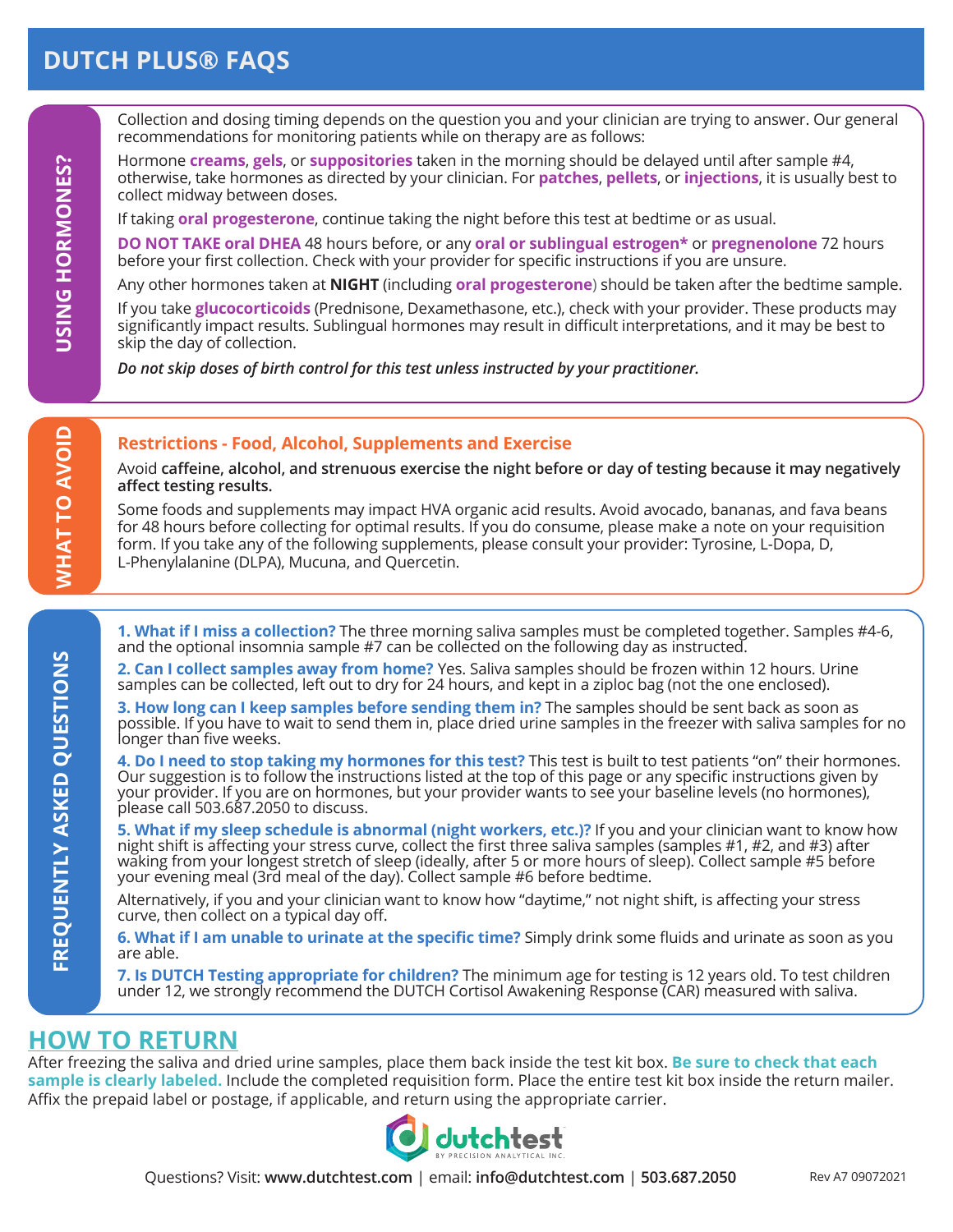# DUTCH PLUS® FAQS

## USING HORMONES?

Collection and dosing timing depends on the question you and your clinician are trying to answer. Our general recommendations for monitoring patients while on therapy are as follows:

Hormone **creams**, **gels**, or **suppositories** taken in the morning should be delayed until after sample #4, otherwise, take hormones as directed by your clinician. For **patches**, **pellets**, or **injections**, it is usually best to collect midway between doses.

If taking **oral progesterone**, continue taking the night before this test at bedtime or as usual.

**DO NOT TAKE oral DHEA** 48 hours before, or any **oral or sublingual estrogen*** or **pregnenolone** 72 hours before your first collection. Check with your provider for specific instructions if you are unsure.

Any other hormones taken at **NIGHT** (including **oral progesterone**) should be taken after the bedtime sample.

If you take **glucocorticoids** (Prednisone, Dexamethasone, etc.), check with your provider. These products may significantly impact results. Sublingual hormones may result in difficult interpretations, and it may be best to skip the day of collection.

***Do not skip doses of birth control for this test unless instructed by your practitioner.***

## WHAT TO AVOID

### Restrictions - Food, Alcohol, Supplements and Exercise

Avoid **caffeine, alcohol, and strenuous exercise the night before or day of testing because it may negatively affect testing results.**

Some foods and supplements may impact HVA organic acid results. Avoid avocado, bananas, and fava beans for 48 hours before collecting for optimal results. If you do consume, please make a note on your requisition form. If you take any of the following supplements, please consult your provider: Tyrosine, L-Dopa, D, L-Phenylalanine (DLPA), Mucuna, and Quercetin.

## FREQUENTLY ASKED QUESTIONS

**1. What if I miss a collection?** The three morning saliva samples must be completed together. Samples #4-6, and the optional insomnia sample #7 can be collected on the following day as instructed.

**2. Can I collect samples away from home?** Yes. Saliva samples should be frozen within 12 hours. Urine samples can be collected, left out to dry for 24 hours, and kept in a ziploc bag (not the one enclosed).

**3. How long can I keep samples before sending them in?** The samples should be sent back as soon as possible. If you have to wait to send them in, place dried urine samples in the freezer with saliva samples for no longer than five weeks.

**4. Do I need to stop taking my hormones for this test?** This test is built to test patients "on" their hormones. Our suggestion is to follow the instructions listed at the top of this page or any specific instructions given by your provider. If you are on hormones, but your provider wants to see your baseline levels (no hormones), please call 503.687.2050 to discuss.

**5. What if my sleep schedule is abnormal (night workers, etc.)?** If you and your clinician want to know how night shift is affecting your stress curve, collect the first three saliva samples (samples #1, #2, and #3) after waking from your longest stretch of sleep (ideally, after 5 or more hours of sleep). Collect sample #5 before your evening meal (3rd meal of the day). Collect sample #6 before bedtime.

Alternatively, if you and your clinician want to know how "daytime," not night shift, is affecting your stress curve, then collect on a typical day off.

**6. What if I am unable to urinate at the specific time?** Simply drink some fluids and urinate as soon as you are able.

**7. Is DUTCH Testing appropriate for children?** The minimum age for testing is 12 years old. To test children under 12, we strongly recommend the DUTCH Cortisol Awakening Response (CAR) measured with saliva.

## HOW TO RETURN

After freezing the saliva and dried urine samples, place them back inside the test kit box. **Be sure to check that each sample is clearly labeled.** Include the completed requisition form. Place the entire test kit box inside the return mailer. Affix the prepaid label or postage, if applicable, and return using the appropriate carrier.

dutchtest BY PRECISION ANALYTICAL INC.

Questions? Visit: **www.dutchtest.com** | email: **info@dutchtest.com** | **503.687.2050**

Rev A7 09072021